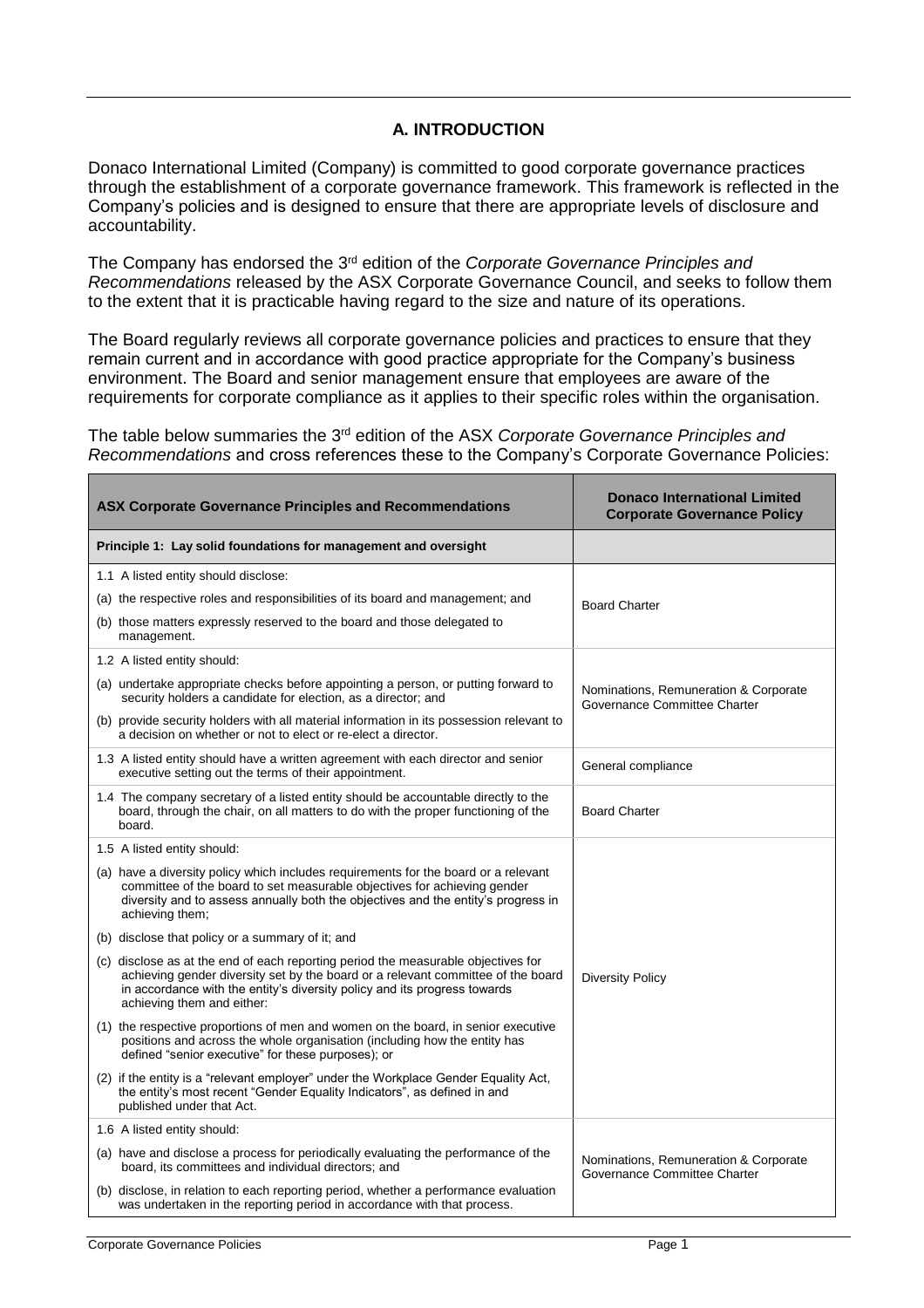## A. INTRODUCTION

Donaco International Limited (Company) is committed to good corporate governance practices through the establishment of a corporate governance framework. This framework is reflected in the Company's policies and is designed to ensure that there are appropriate levels of disclosure and accountability.

The Company has endorsed the 3rd edition of the *Corporate Governance Principles and Recommendations* released by the ASX Corporate Governance Council, and seeks to follow them to the extent that it is practicable having regard to the size and nature of its operations.

The Board regularly reviews all corporate governance policies and practices to ensure that they remain current and in accordance with good practice appropriate for the Company's business environment. The Board and senior management ensure that employees are aware of the requirements for corporate compliance as it applies to their specific roles within the organisation.

The table below summaries the 3rd edition of the ASX *Corporate Governance Principles and Recommendations* and cross references these to the Company's Corporate Governance Policies:

| ASX Corporate Governance Principles and Recommendations | Donaco International Limited Corporate Governance Policy |
|---|---|
| **Principle 1: Lay solid foundations for management and oversight** | |
| 1.1 A listed entity should disclose:<br>(a) the respective roles and responsibilities of its board and management; and<br>(b) those matters expressly reserved to the board and those delegated to management. | Board Charter |
| 1.2 A listed entity should:<br>(a) undertake appropriate checks before appointing a person, or putting forward to security holders a candidate for election, as a director; and<br>(b) provide security holders with all material information in its possession relevant to a decision on whether or not to elect or re-elect a director. | Nominations, Remuneration & Corporate Governance Committee Charter |
| 1.3 A listed entity should have a written agreement with each director and senior executive setting out the terms of their appointment. | General compliance |
| 1.4 The company secretary of a listed entity should be accountable directly to the board, through the chair, on all matters to do with the proper functioning of the board. | Board Charter |
| 1.5 A listed entity should:<br>(a) have a diversity policy which includes requirements for the board or a relevant committee of the board to set measurable objectives for achieving gender diversity and to assess annually both the objectives and the entity's progress in achieving them;<br>(b) disclose that policy or a summary of it; and<br>(c) disclose as at the end of each reporting period the measurable objectives for achieving gender diversity set by the board or a relevant committee of the board in accordance with the entity's diversity policy and its progress towards achieving them and either:<br>(1) the respective proportions of men and women on the board, in senior executive positions and across the whole organisation (including how the entity has defined "senior executive" for these purposes); or<br>(2) if the entity is a "relevant employer" under the Workplace Gender Equality Act, the entity's most recent "Gender Equality Indicators", as defined in and published under that Act. | Diversity Policy |
| 1.6 A listed entity should:<br>(a) have and disclose a process for periodically evaluating the performance of the board, its committees and individual directors; and<br>(b) disclose, in relation to each reporting period, whether a performance evaluation was undertaken in the reporting period in accordance with that process. | Nominations, Remuneration & Corporate Governance Committee Charter |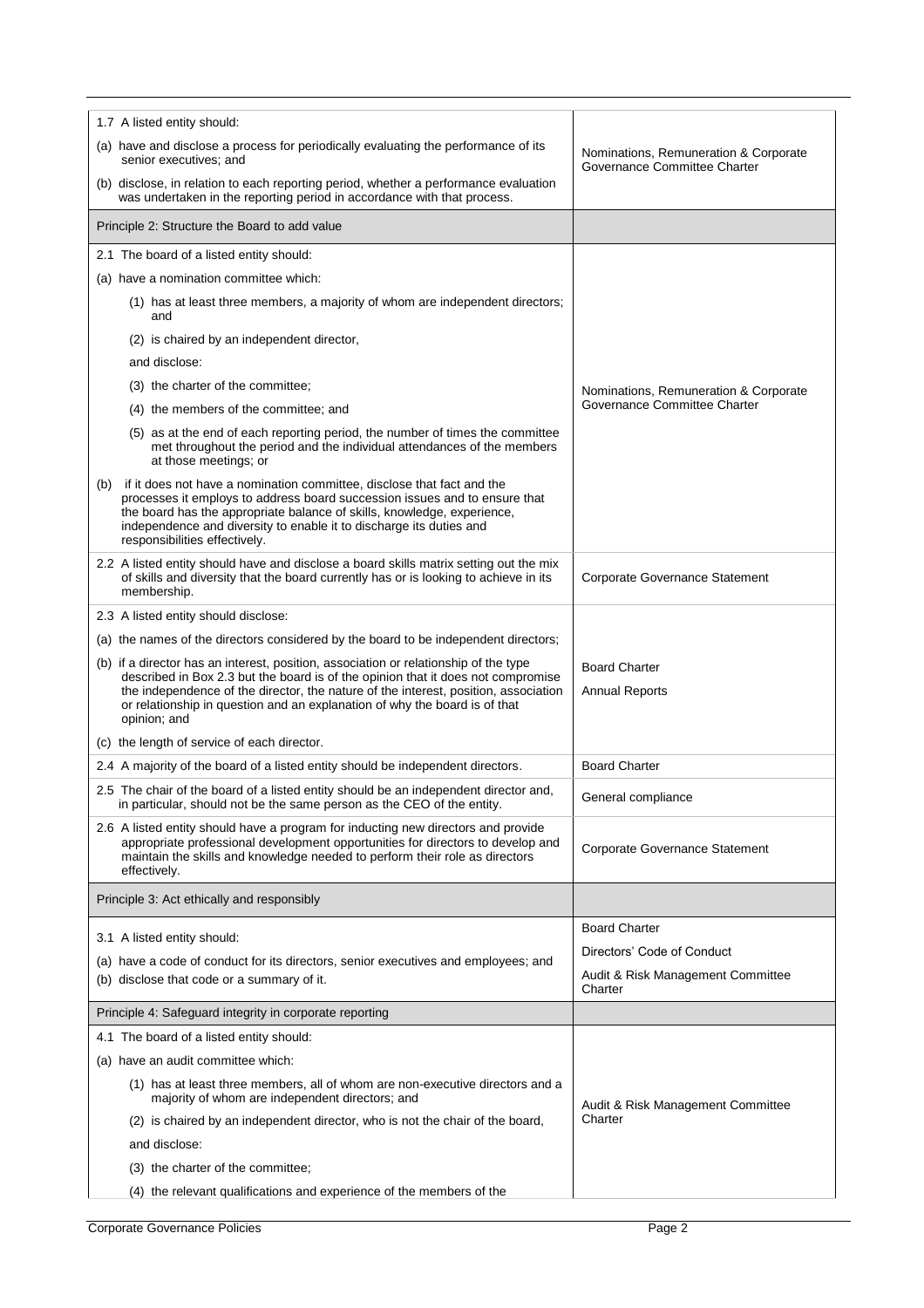| | |
|---|---|
| 1.7 A listed entity should:<br>(a) have and disclose a process for periodically evaluating the performance of its senior executives; and<br>(b) disclose, in relation to each reporting period, whether a performance evaluation was undertaken in the reporting period in accordance with that process. | Nominations, Remuneration & Corporate Governance Committee Charter |
| Principle 2: Structure the Board to add value | |
| 2.1 The board of a listed entity should:<br>(a) have a nomination committee which:<br>(1) has at least three members, a majority of whom are independent directors; and<br>(2) is chaired by an independent director,<br>and disclose:<br>(3) the charter of the committee;<br>(4) the members of the committee; and<br>(5) as at the end of each reporting period, the number of times the committee met throughout the period and the individual attendances of the members at those meetings; or<br>(b) if it does not have a nomination committee, disclose that fact and the processes it employs to address board succession issues and to ensure that the board has the appropriate balance of skills, knowledge, experience, independence and diversity to enable it to discharge its duties and responsibilities effectively. | Nominations, Remuneration & Corporate Governance Committee Charter |
| 2.2 A listed entity should have and disclose a board skills matrix setting out the mix of skills and diversity that the board currently has or is looking to achieve in its membership. | Corporate Governance Statement |
| 2.3 A listed entity should disclose:<br>(a) the names of the directors considered by the board to be independent directors;<br>(b) if a director has an interest, position, association or relationship of the type described in Box 2.3 but the board is of the opinion that it does not compromise the independence of the director, the nature of the interest, position, association or relationship in question and an explanation of why the board is of that opinion; and<br>(c) the length of service of each director. | Board Charter<br>Annual Reports |
| 2.4 A majority of the board of a listed entity should be independent directors. | Board Charter |
| 2.5 The chair of the board of a listed entity should be an independent director and, in particular, should not be the same person as the CEO of the entity. | General compliance |
| 2.6 A listed entity should have a program for inducting new directors and provide appropriate professional development opportunities for directors to develop and maintain the skills and knowledge needed to perform their role as directors effectively. | Corporate Governance Statement |
| Principle 3: Act ethically and responsibly | |
| 3.1 A listed entity should:<br>(a) have a code of conduct for its directors, senior executives and employees; and<br>(b) disclose that code or a summary of it. | Board Charter<br>Directors' Code of Conduct<br>Audit & Risk Management Committee Charter |
| Principle 4: Safeguard integrity in corporate reporting | |
| 4.1 The board of a listed entity should:<br>(a) have an audit committee which:<br>(1) has at least three members, all of whom are non-executive directors and a majority of whom are independent directors; and<br>(2) is chaired by an independent director, who is not the chair of the board,<br>and disclose:<br>(3) the charter of the committee;<br>(4) the relevant qualifications and experience of the members of the | Audit & Risk Management Committee Charter |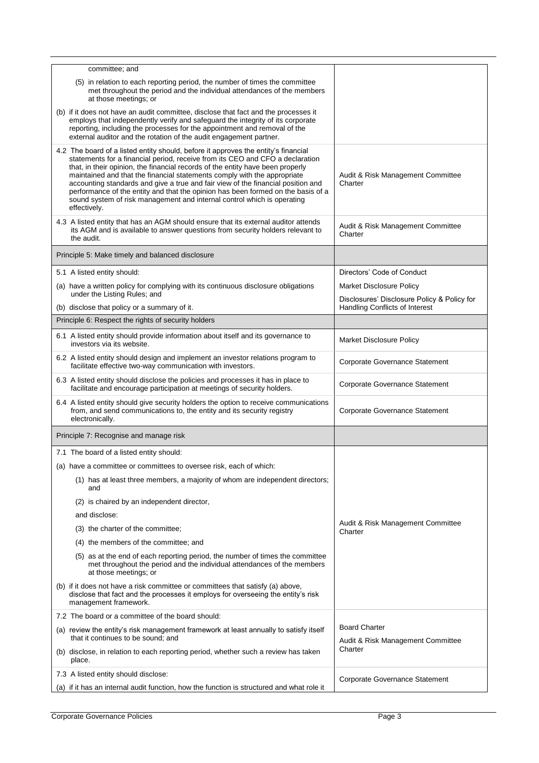| | |
|---|---|
| committee; and<br>(5) in relation to each reporting period, the number of times the committee met throughout the period and the individual attendances of the members at those meetings; or<br>(b) if it does not have an audit committee, disclose that fact and the processes it employs that independently verify and safeguard the integrity of its corporate reporting, including the processes for the appointment and removal of the external auditor and the rotation of the audit engagement partner. | |
| 4.2 The board of a listed entity should, before it approves the entity's financial statements for a financial period, receive from its CEO and CFO a declaration that, in their opinion, the financial records of the entity have been properly maintained and that the financial statements comply with the appropriate accounting standards and give a true and fair view of the financial position and performance of the entity and that the opinion has been formed on the basis of a sound system of risk management and internal control which is operating effectively. | Audit & Risk Management Committee Charter |
| 4.3 A listed entity that has an AGM should ensure that its external auditor attends its AGM and is available to answer questions from security holders relevant to the audit. | Audit & Risk Management Committee Charter |
| Principle 5: Make timely and balanced disclosure | |
| 5.1 A listed entity should:<br>(a) have a written policy for complying with its continuous disclosure obligations under the Listing Rules; and<br>(b) disclose that policy or a summary of it. | Directors' Code of Conduct<br>Market Disclosure Policy<br>Disclosures' Disclosure Policy & Policy for Handling Conflicts of Interest |
| Principle 6: Respect the rights of security holders | |
| 6.1 A listed entity should provide information about itself and its governance to investors via its website. | Market Disclosure Policy |
| 6.2 A listed entity should design and implement an investor relations program to facilitate effective two-way communication with investors. | Corporate Governance Statement |
| 6.3 A listed entity should disclose the policies and processes it has in place to facilitate and encourage participation at meetings of security holders. | Corporate Governance Statement |
| 6.4 A listed entity should give security holders the option to receive communications from, and send communications to, the entity and its security registry electronically. | Corporate Governance Statement |
| Principle 7: Recognise and manage risk | |
| 7.1 The board of a listed entity should:<br>(a) have a committee or committees to oversee risk, each of which:<br>(1) has at least three members, a majority of whom are independent directors; and<br>(2) is chaired by an independent director,<br>and disclose:<br>(3) the charter of the committee;<br>(4) the members of the committee; and<br>(5) as at the end of each reporting period, the number of times the committee met throughout the period and the individual attendances of the members at those meetings; or<br>(b) if it does not have a risk committee or committees that satisfy (a) above, disclose that fact and the processes it employs for overseeing the entity's risk management framework. | Audit & Risk Management Committee Charter |
| 7.2 The board or a committee of the board should:<br>(a) review the entity's risk management framework at least annually to satisfy itself that it continues to be sound; and<br>(b) disclose, in relation to each reporting period, whether such a review has taken place. | Board Charter<br>Audit & Risk Management Committee Charter |
| 7.3 A listed entity should disclose:<br>(a) if it has an internal audit function, how the function is structured and what role it | Corporate Governance Statement |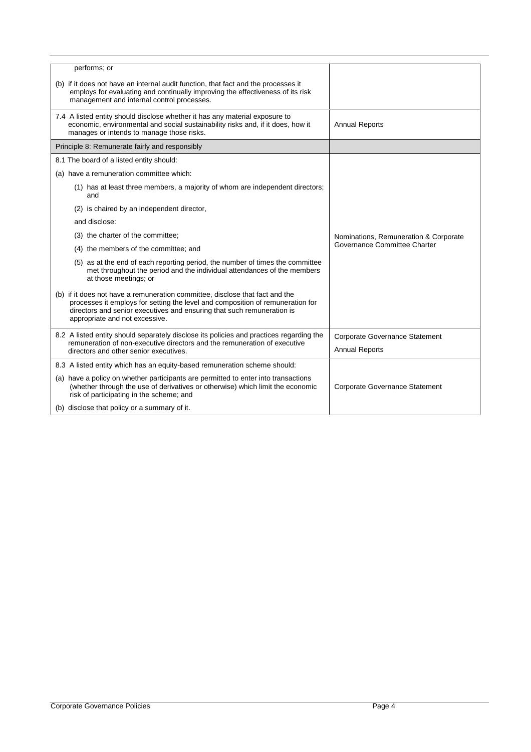| | |
|---|---|
| performs; or<br><br>(b) if it does not have an internal audit function, that fact and the processes it employs for evaluating and continually improving the effectiveness of its risk management and internal control processes. | |
| 7.4 A listed entity should disclose whether it has any material exposure to economic, environmental and social sustainability risks and, if it does, how it manages or intends to manage those risks. | Annual Reports |
| Principle 8: Remunerate fairly and responsibly | |
| 8.1 The board of a listed entity should:<br><br>(a) have a remuneration committee which:<br><br>(1) has at least three members, a majority of whom are independent directors; and<br><br>(2) is chaired by an independent director,<br><br>and disclose:<br><br>(3) the charter of the committee;<br><br>(4) the members of the committee; and<br><br>(5) as at the end of each reporting period, the number of times the committee met throughout the period and the individual attendances of the members at those meetings; or<br><br>(b) if it does not have a remuneration committee, disclose that fact and the processes it employs for setting the level and composition of remuneration for directors and senior executives and ensuring that such remuneration is appropriate and not excessive. | Nominations, Remuneration & Corporate Governance Committee Charter |
| 8.2 A listed entity should separately disclose its policies and practices regarding the remuneration of non-executive directors and the remuneration of executive directors and other senior executives. | Corporate Governance Statement<br><br>Annual Reports |
| 8.3 A listed entity which has an equity-based remuneration scheme should:<br><br>(a) have a policy on whether participants are permitted to enter into transactions (whether through the use of derivatives or otherwise) which limit the economic risk of participating in the scheme; and<br><br>(b) disclose that policy or a summary of it. | Corporate Governance Statement |